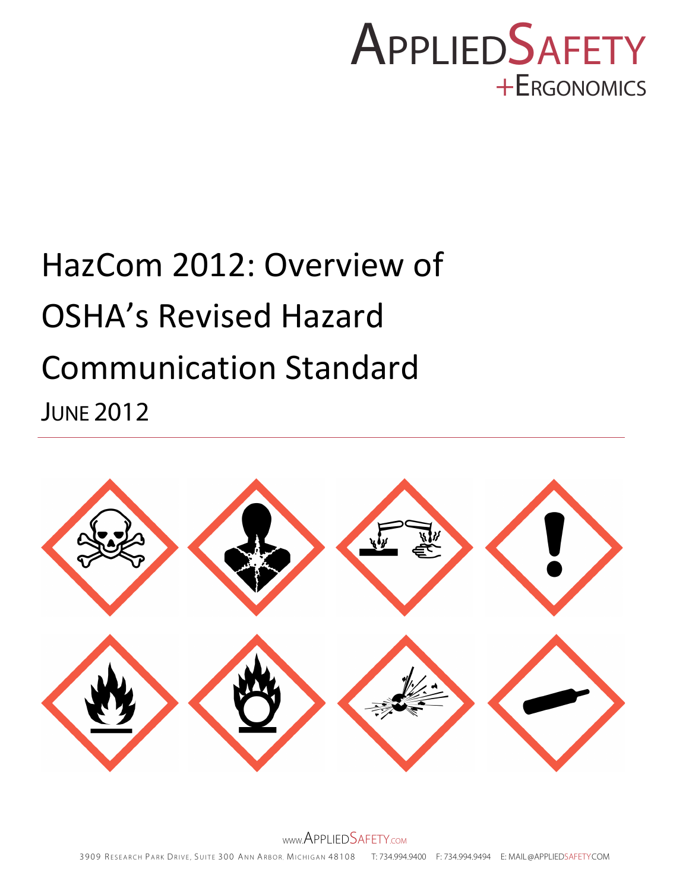APPLIEDSAFETY
+ERGONOMICS

# HazCom 2012: Overview of OSHA's Revised Hazard Communication Standard

JUNE 2012

WWW.APPLIEDSAFETY.COM

3909 RESEARCH PARK DRIVE, SUITE 300 ANN ARBOR, MICHIGAN 48108 T: 734.994.9400 F: 734.994.9494 E: MAIL@APPLIEDSAFETY.COM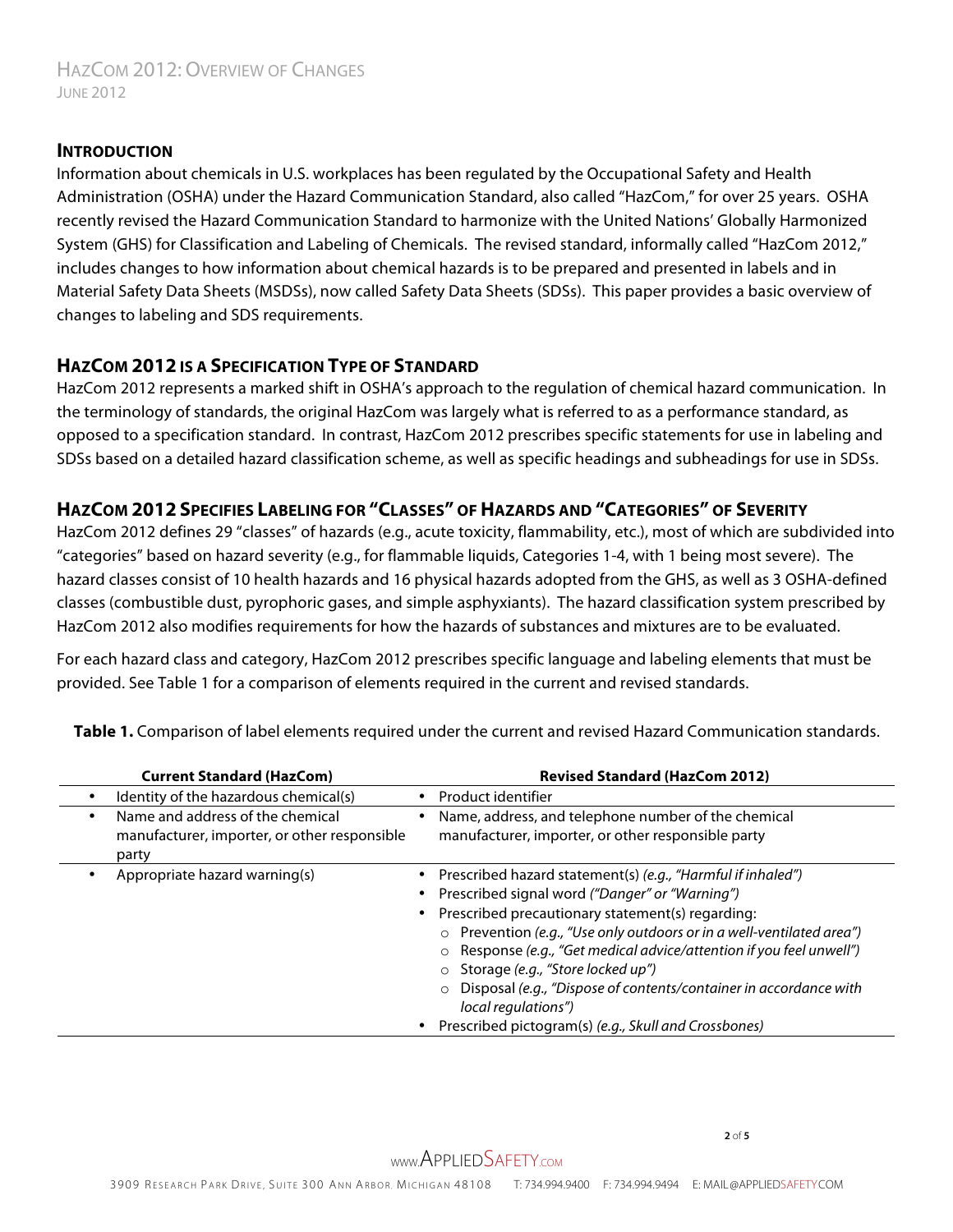## Introduction

Information about chemicals in U.S. workplaces has been regulated by the Occupational Safety and Health Administration (OSHA) under the Hazard Communication Standard, also called "HazCom," for over 25 years. OSHA recently revised the Hazard Communication Standard to harmonize with the United Nations' Globally Harmonized System (GHS) for Classification and Labeling of Chemicals. The revised standard, informally called "HazCom 2012," includes changes to how information about chemical hazards is to be prepared and presented in labels and in Material Safety Data Sheets (MSDSs), now called Safety Data Sheets (SDSs). This paper provides a basic overview of changes to labeling and SDS requirements.

## HazCom 2012 is a Specification Type of Standard

HazCom 2012 represents a marked shift in OSHA's approach to the regulation of chemical hazard communication. In the terminology of standards, the original HazCom was largely what is referred to as a performance standard, as opposed to a specification standard. In contrast, HazCom 2012 prescribes specific statements for use in labeling and SDSs based on a detailed hazard classification scheme, as well as specific headings and subheadings for use in SDSs.

## HazCom 2012 Specifies Labeling for "Classes" of Hazards and "Categories" of Severity

HazCom 2012 defines 29 "classes" of hazards (e.g., acute toxicity, flammability, etc.), most of which are subdivided into "categories" based on hazard severity (e.g., for flammable liquids, Categories 1-4, with 1 being most severe). The hazard classes consist of 10 health hazards and 16 physical hazards adopted from the GHS, as well as 3 OSHA-defined classes (combustible dust, pyrophoric gases, and simple asphyxiants). The hazard classification system prescribed by HazCom 2012 also modifies requirements for how the hazards of substances and mixtures are to be evaluated.

For each hazard class and category, HazCom 2012 prescribes specific language and labeling elements that must be provided. See Table 1 for a comparison of elements required in the current and revised standards.

**Table 1.** Comparison of label elements required under the current and revised Hazard Communication standards.

| Current Standard (HazCom) | Revised Standard (HazCom 2012) |
|---|---|
| • Identity of the hazardous chemical(s) | • Product identifier |
| • Name and address of the chemical manufacturer, importer, or other responsible party | • Name, address, and telephone number of the chemical manufacturer, importer, or other responsible party |
| • Appropriate hazard warning(s) | • Prescribed hazard statement(s) *(e.g., "Harmful if inhaled")*<br>• Prescribed signal word *("Danger" or "Warning")*<br>• Prescribed precautionary statement(s) regarding:<br>○ Prevention *(e.g., "Use only outdoors or in a well-ventilated area")*<br>○ Response *(e.g., "Get medical advice/attention if you feel unwell")*<br>○ Storage *(e.g., "Store locked up")*<br>○ Disposal *(e.g., "Dispose of contents/container in accordance with local regulations")*<br>• Prescribed pictogram(s) *(e.g., Skull and Crossbones)* |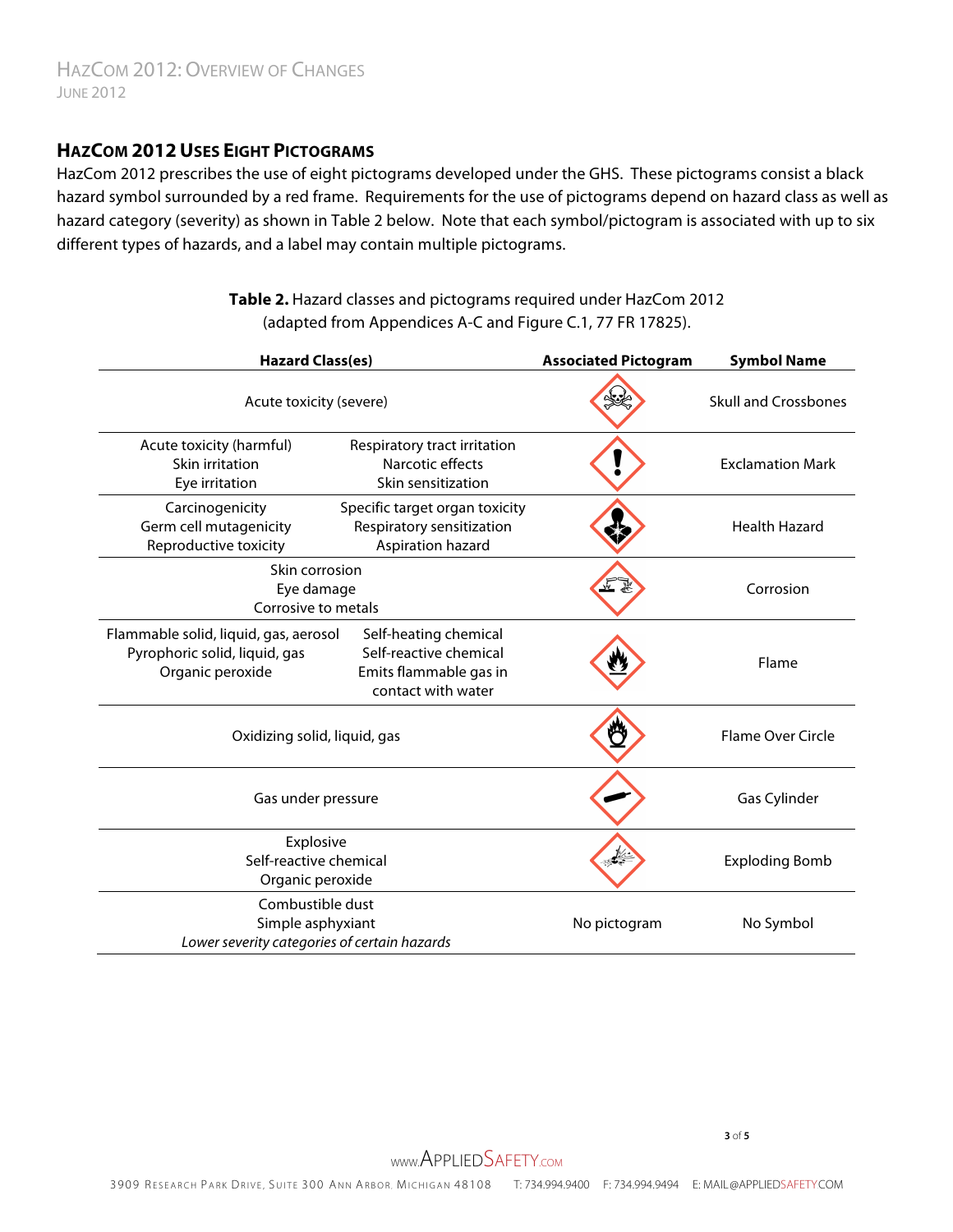## HazCom 2012 Uses Eight Pictograms

HazCom 2012 prescribes the use of eight pictograms developed under the GHS. These pictograms consist a black hazard symbol surrounded by a red frame. Requirements for the use of pictograms depend on hazard class as well as hazard category (severity) as shown in Table 2 below. Note that each symbol/pictogram is associated with up to six different types of hazards, and a label may contain multiple pictograms.

**Table 2.** Hazard classes and pictograms required under HazCom 2012 (adapted from Appendices A-C and Figure C.1, 77 FR 17825).

| Hazard Class(es) | | Associated Pictogram | Symbol Name |
|---|---|---|---|
| Acute toxicity (severe) | | | Skull and Crossbones |
| Acute toxicity (harmful)<br>Skin irritation<br>Eye irritation | Respiratory tract irritation<br>Narcotic effects<br>Skin sensitization | | Exclamation Mark |
| Carcinogenicity<br>Germ cell mutagenicity<br>Reproductive toxicity | Specific target organ toxicity<br>Respiratory sensitization<br>Aspiration hazard | | Health Hazard |
| Skin corrosion<br>Eye damage<br>Corrosive to metals | | | Corrosion |
| Flammable solid, liquid, gas, aerosol<br>Pyrophoric solid, liquid, gas<br>Organic peroxide | Self-heating chemical<br>Self-reactive chemical<br>Emits flammable gas in contact with water | | Flame |
| Oxidizing solid, liquid, gas | | | Flame Over Circle |
| Gas under pressure | | | Gas Cylinder |
| Explosive<br>Self-reactive chemical<br>Organic peroxide | | | Exploding Bomb |
| Combustible dust<br>Simple asphyxiant<br>*Lower severity categories of certain hazards* | | No pictogram | No Symbol |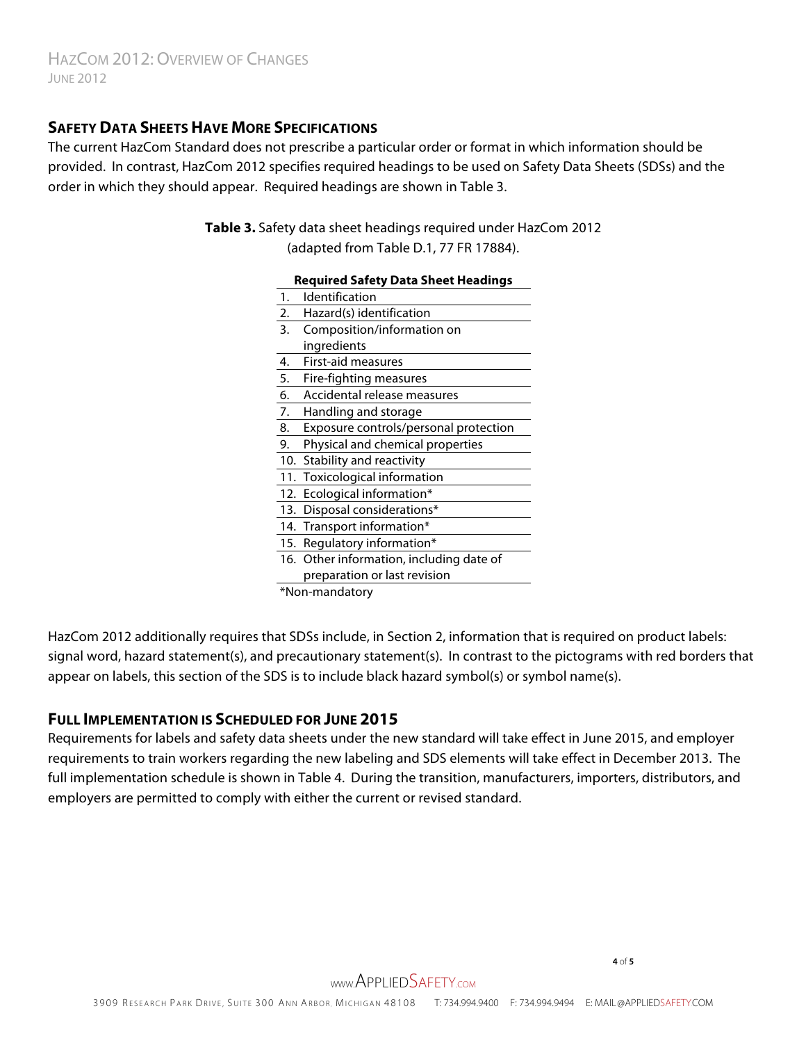## Safety Data Sheets Have More Specifications

The current HazCom Standard does not prescribe a particular order or format in which information should be provided. In contrast, HazCom 2012 specifies required headings to be used on Safety Data Sheets (SDSs) and the order in which they should appear. Required headings are shown in Table 3.

**Table 3.** Safety data sheet headings required under HazCom 2012 (adapted from Table D.1, 77 FR 17884).

| | Required Safety Data Sheet Headings |
|---|---|
| 1. | Identification |
| 2. | Hazard(s) identification |
| 3. | Composition/information on ingredients |
| 4. | First-aid measures |
| 5. | Fire-fighting measures |
| 6. | Accidental release measures |
| 7. | Handling and storage |
| 8. | Exposure controls/personal protection |
| 9. | Physical and chemical properties |
| 10. | Stability and reactivity |
| 11. | Toxicological information |
| 12. | Ecological information* |
| 13. | Disposal considerations* |
| 14. | Transport information* |
| 15. | Regulatory information* |
| 16. | Other information, including date of preparation or last revision |

*Non-mandatory

HazCom 2012 additionally requires that SDSs include, in Section 2, information that is required on product labels: signal word, hazard statement(s), and precautionary statement(s). In contrast to the pictograms with red borders that appear on labels, this section of the SDS is to include black hazard symbol(s) or symbol name(s).

## Full Implementation is Scheduled for June 2015

Requirements for labels and safety data sheets under the new standard will take effect in June 2015, and employer requirements to train workers regarding the new labeling and SDS elements will take effect in December 2013. The full implementation schedule is shown in Table 4. During the transition, manufacturers, importers, distributors, and employers are permitted to comply with either the current or revised standard.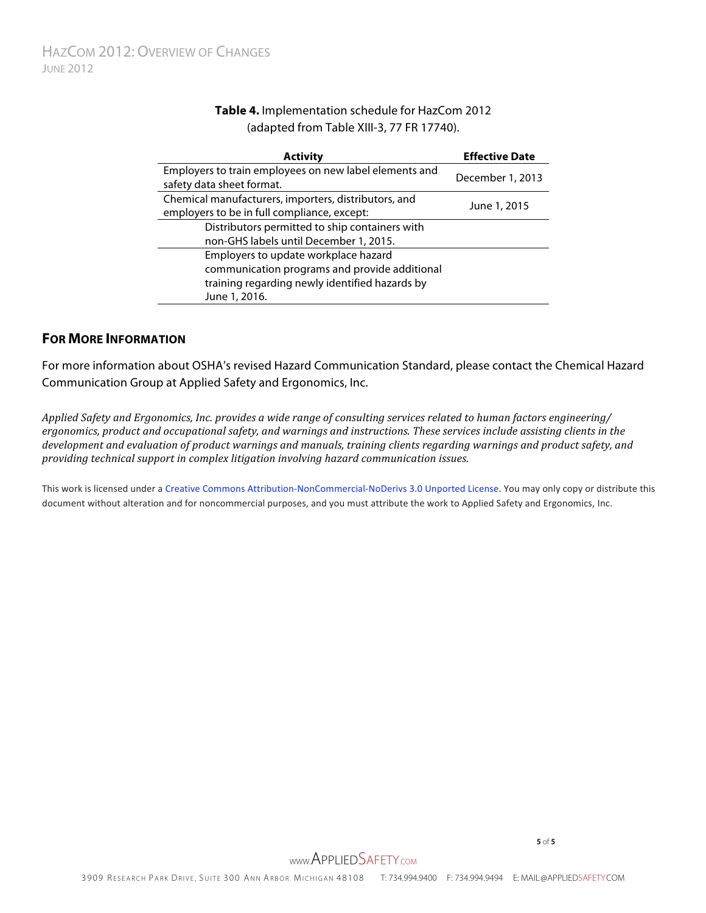**Table 4.** Implementation schedule for HazCom 2012 (adapted from Table XIII-3, 77 FR 17740).

| Activity | Effective Date |
|---|---|
| Employers to train employees on new label elements and safety data sheet format. | December 1, 2013 |
| Chemical manufacturers, importers, distributors, and employers to be in full compliance, except: | June 1, 2015 |
| Distributors permitted to ship containers with non-GHS labels until December 1, 2015. | |
| Employers to update workplace hazard communication programs and provide additional training regarding newly identified hazards by June 1, 2016. | |

## For More Information

For more information about OSHA's revised Hazard Communication Standard, please contact the Chemical Hazard Communication Group at Applied Safety and Ergonomics, Inc.

*Applied Safety and Ergonomics, Inc. provides a wide range of consulting services related to human factors engineering/ ergonomics, product and occupational safety, and warnings and instructions. These services include assisting clients in the development and evaluation of product warnings and manuals, training clients regarding warnings and product safety, and providing technical support in complex litigation involving hazard communication issues.*

This work is licensed under a Creative Commons Attribution-NonCommercial-NoDerivs 3.0 Unported License. You may only copy or distribute this document without alteration and for noncommercial purposes, and you must attribute the work to Applied Safety and Ergonomics, Inc.

www.AppliedSafety.com

3909 Research Park Drive, Suite 300 Ann Arbor, Michigan 48108 T: 734.994.9400 F: 734.994.9494 E: mail@appliedsafety.com